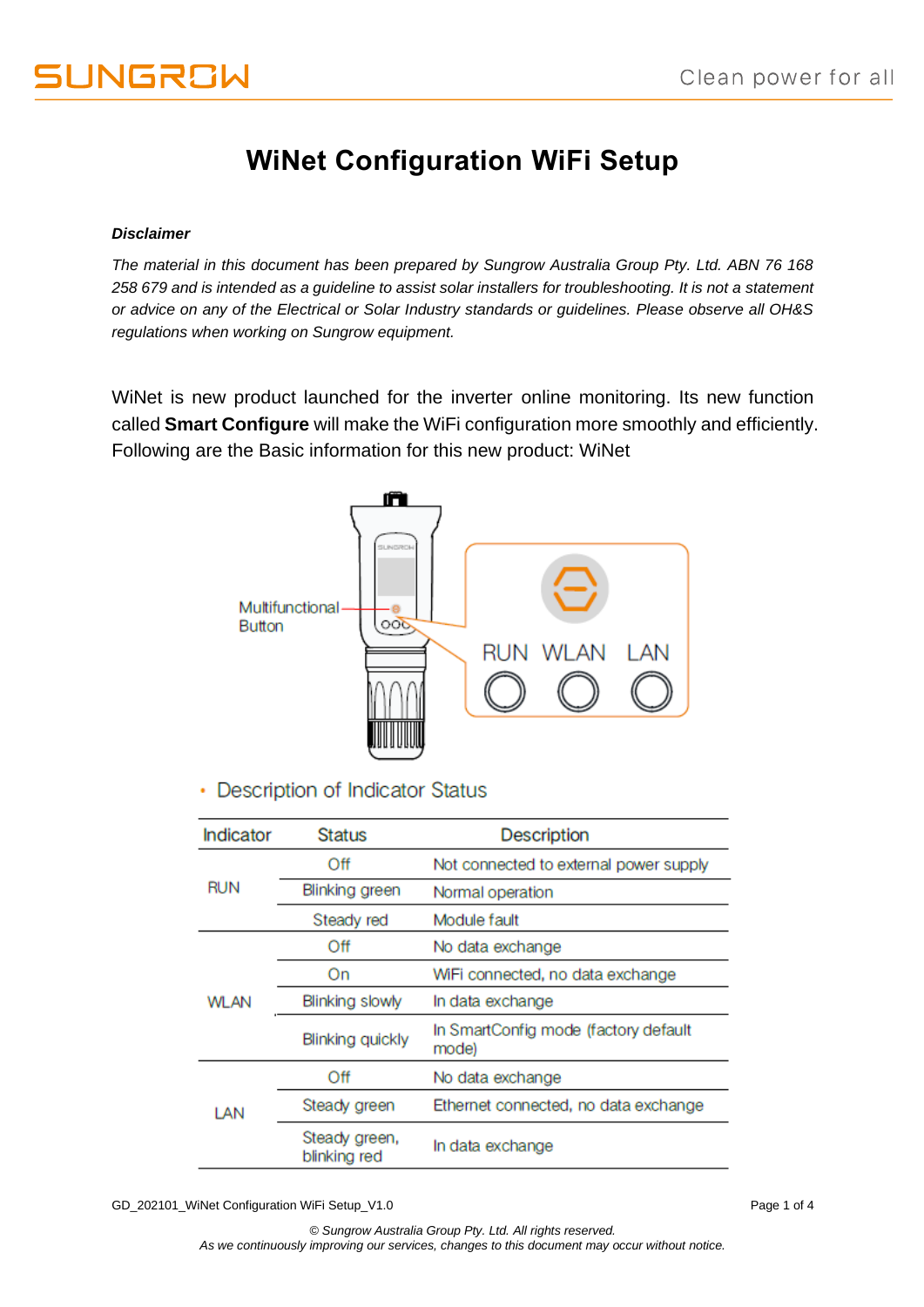# WiNet Configuration WiFi Setup

***Disclaimer***

*The material in this document has been prepared by Sungrow Australia Group Pty. Ltd. ABN 76 168 258 679 and is intended as a guideline to assist solar installers for troubleshooting. It is not a statement or advice on any of the Electrical or Solar Industry standards or guidelines. Please observe all OH&S regulations when working on Sungrow equipment.*

WiNet is new product launched for the inverter online monitoring. Its new function called **Smart Configure** will make the WiFi configuration more smoothly and efficiently. Following are the Basic information for this new product: WiNet

Multifunctional Button

RUN WLAN LAN

- Description of Indicator Status

| Indicator | Status | Description |
| --- | --- | --- |
| RUN | Off | Not connected to external power supply |
| | Blinking green | Normal operation |
| | Steady red | Module fault |
| WLAN | Off | No data exchange |
| | On | WiFi connected, no data exchange |
| | Blinking slowly | In data exchange |
| | Blinking quickly | In SmartConfig mode (factory default mode) |
| LAN | Off | No data exchange |
| | Steady green | Ethernet connected, no data exchange |
| | Steady green, blinking red | In data exchange |

GD_202101_WiNet Configuration WiFi Setup_V1.0

*© Sungrow Australia Group Pty. Ltd. All rights reserved.*
*As we continuously improving our services, changes to this document may occur without notice.*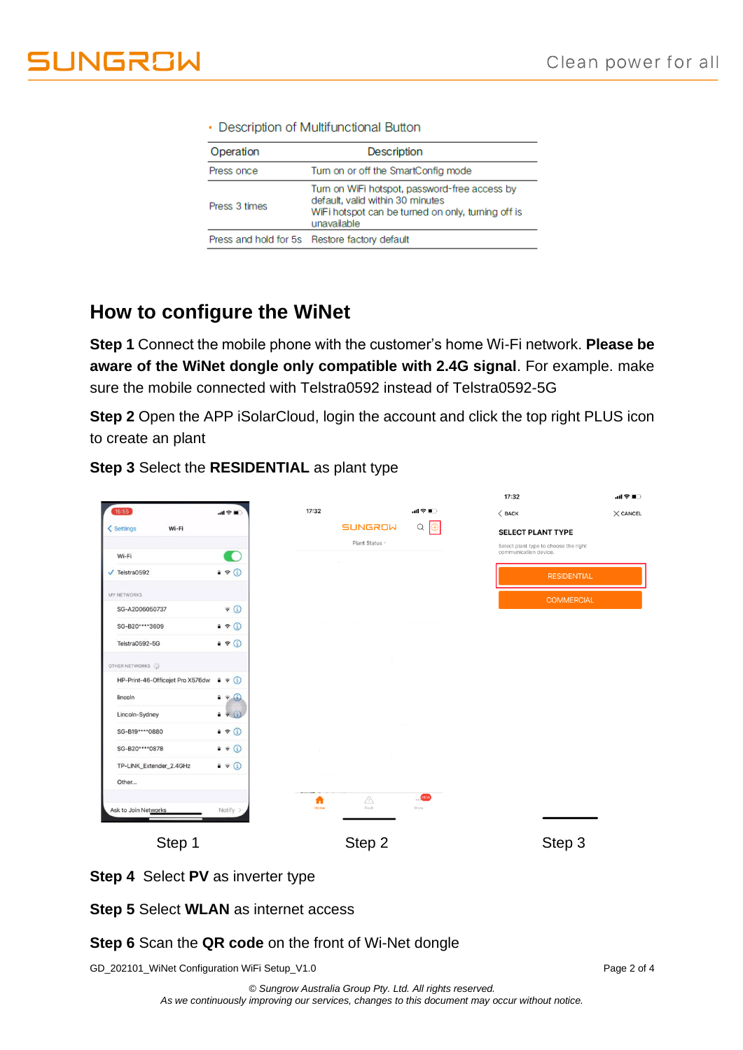- Description of Multifunctional Button

| Operation | Description |
| --- | --- |
| Press once | Turn on or off the SmartConfig mode |
| Press 3 times | Turn on WiFi hotspot, password-free access by default, valid within 30 minutes<br>WiFi hotspot can be turned on only, turning off is unavailable |
| Press and hold for 5s | Restore factory default |

## How to configure the WiNet

**Step 1** Connect the mobile phone with the customer's home Wi-Fi network. **Please be aware of the WiNet dongle only compatible with 2.4G signal**. For example. make sure the mobile connected with Telstra0592 instead of Telstra0592-5G

**Step 2** Open the APP iSolarCloud, login the account and click the top right PLUS icon to create an plant

**Step 3** Select the **RESIDENTIAL** as plant type

Step 1 Step 2 Step 3

**Step 4** Select **PV** as inverter type

**Step 5** Select **WLAN** as internet access

**Step 6** Scan the **QR code** on the front of Wi-Net dongle

GD_202101_WiNet Configuration WiFi Setup_V1.0

*© Sungrow Australia Group Pty. Ltd. All rights reserved.*
*As we continuously improving our services, changes to this document may occur without notice.*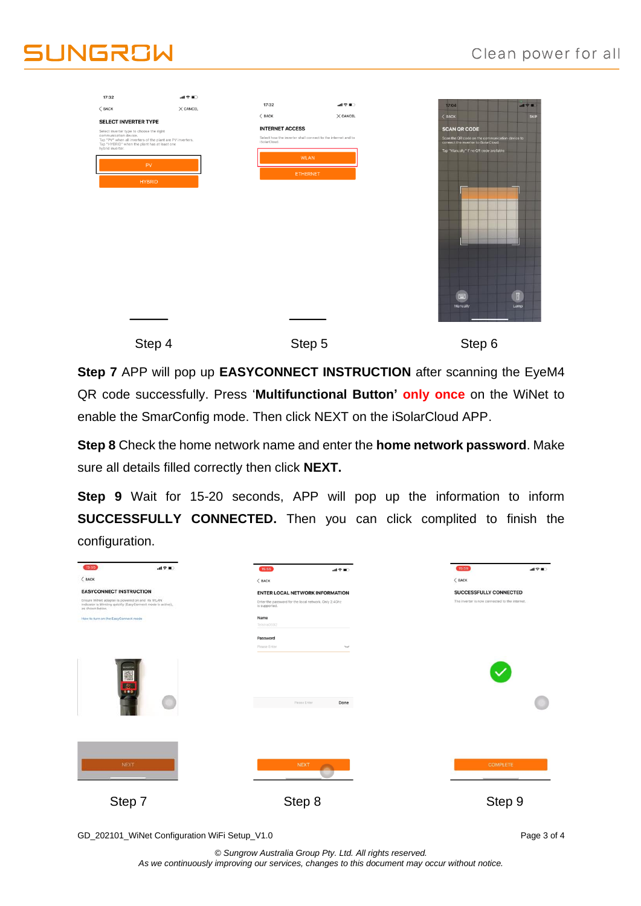Step 4

Step 5

Step 6

**Step 7** APP will pop up **EASYCONNECT INSTRUCTION** after scanning the EyeM4 QR code successfully. Press '**Multifunctional Button'** **only once** on the WiNet to enable the SmarConfig mode. Then click NEXT on the iSolarCloud APP.

**Step 8** Check the home network name and enter the **home network password**. Make sure all details filled correctly then click **NEXT.**

**Step 9** Wait for 15-20 seconds, APP will pop up the information to inform **SUCCESSFULLY CONNECTED.** Then you can click complited to finish the configuration.

Step 7

Step 8

Step 9

GD_202101_WiNet Configuration WiFi Setup_V1.0

*© Sungrow Australia Group Pty. Ltd. All rights reserved.*
*As we continuously improving our services, changes to this document may occur without notice.*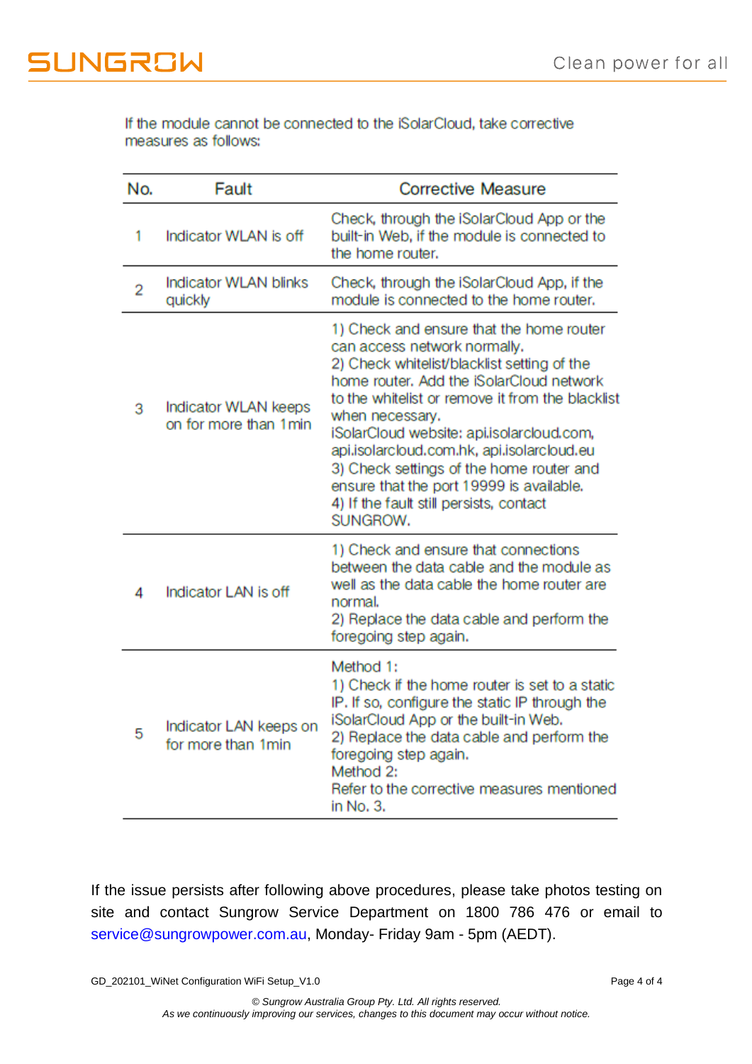If the module cannot be connected to the iSolarCloud, take corrective measures as follows:

| No. | Fault | Corrective Measure |
|---|---|---|
| 1 | Indicator WLAN is off | Check, through the iSolarCloud App or the built-in Web, if the module is connected to the home router. |
| 2 | Indicator WLAN blinks quickly | Check, through the iSolarCloud App, if the module is connected to the home router. |
| 3 | Indicator WLAN keeps on for more than 1min | 1) Check and ensure that the home router can access network normally.<br>2) Check whitelist/blacklist setting of the home router. Add the iSolarCloud network to the whitelist or remove it from the blacklist when necessary.<br>iSolarCloud website: api.isolarcloud.com, api.isolarcloud.com.hk, api.isolarcloud.eu<br>3) Check settings of the home router and ensure that the port 19999 is available.<br>4) If the fault still persists, contact SUNGROW. |
| 4 | Indicator LAN is off | 1) Check and ensure that connections between the data cable and the module as well as the data cable the home router are normal.<br>2) Replace the data cable and perform the foregoing step again. |
| 5 | Indicator LAN keeps on for more than 1min | Method 1:<br>1) Check if the home router is set to a static IP. If so, configure the static IP through the iSolarCloud App or the built-in Web.<br>2) Replace the data cable and perform the foregoing step again.<br>Method 2:<br>Refer to the corrective measures mentioned in No. 3. |

If the issue persists after following above procedures, please take photos testing on site and contact Sungrow Service Department on 1800 786 476 or email to service@sungrowpower.com.au, Monday- Friday 9am - 5pm (AEDT).

*© Sungrow Australia Group Pty. Ltd. All rights reserved.*
*As we continuously improving our services, changes to this document may occur without notice.*